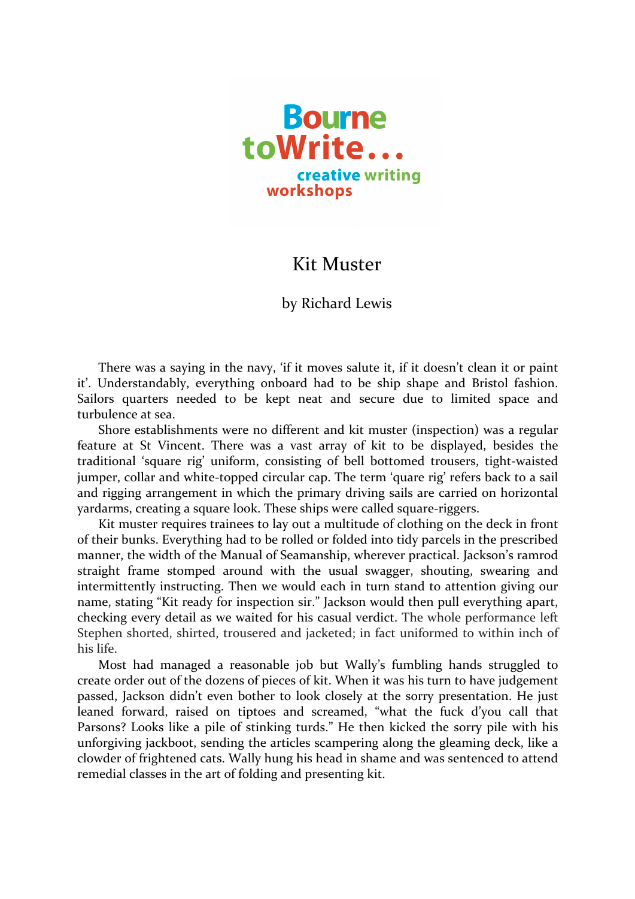Bourne toWrite... creative writing workshops

# Kit Muster

by Richard Lewis

There was a saying in the navy, 'if it moves salute it, if it doesn't clean it or paint it'. Understandably, everything onboard had to be ship shape and Bristol fashion. Sailors quarters needed to be kept neat and secure due to limited space and turbulence at sea.

Shore establishments were no different and kit muster (inspection) was a regular feature at St Vincent. There was a vast array of kit to be displayed, besides the traditional 'square rig' uniform, consisting of bell bottomed trousers, tight-waisted jumper, collar and white-topped circular cap. The term 'quare rig' refers back to a sail and rigging arrangement in which the primary driving sails are carried on horizontal yardarms, creating a square look. These ships were called square-riggers.

Kit muster requires trainees to lay out a multitude of clothing on the deck in front of their bunks. Everything had to be rolled or folded into tidy parcels in the prescribed manner, the width of the Manual of Seamanship, wherever practical. Jackson's ramrod straight frame stomped around with the usual swagger, shouting, swearing and intermittently instructing. Then we would each in turn stand to attention giving our name, stating "Kit ready for inspection sir." Jackson would then pull everything apart, checking every detail as we waited for his casual verdict. The whole performance left Stephen shorted, shirted, trousered and jacketed; in fact uniformed to within inch of his life.

Most had managed a reasonable job but Wally's fumbling hands struggled to create order out of the dozens of pieces of kit. When it was his turn to have judgement passed, Jackson didn't even bother to look closely at the sorry presentation. He just leaned forward, raised on tiptoes and screamed, "what the fuck d'you call that Parsons? Looks like a pile of stinking turds." He then kicked the sorry pile with his unforgiving jackboot, sending the articles scampering along the gleaming deck, like a clowder of frightened cats. Wally hung his head in shame and was sentenced to attend remedial classes in the art of folding and presenting kit.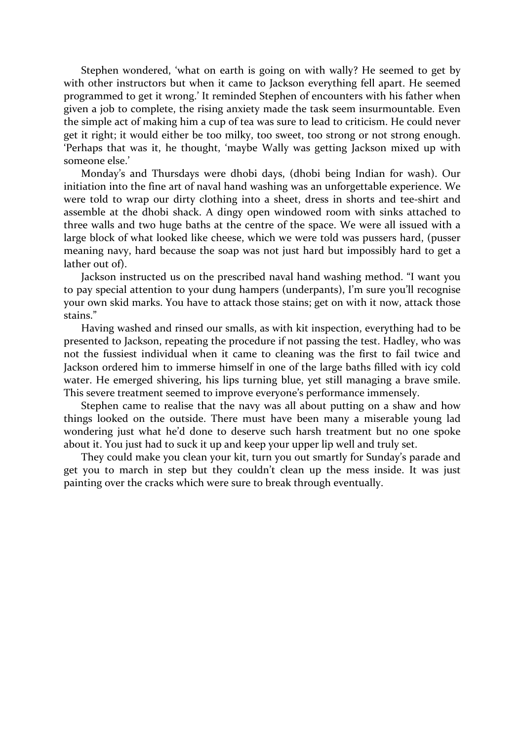Stephen wondered, 'what on earth is going on with wally? He seemed to get by with other instructors but when it came to Jackson everything fell apart. He seemed programmed to get it wrong.' It reminded Stephen of encounters with his father when given a job to complete, the rising anxiety made the task seem insurmountable. Even the simple act of making him a cup of tea was sure to lead to criticism. He could never get it right; it would either be too milky, too sweet, too strong or not strong enough. 'Perhaps that was it, he thought, 'maybe Wally was getting Jackson mixed up with someone else.'

Monday's and Thursdays were dhobi days, (dhobi being Indian for wash). Our initiation into the fine art of naval hand washing was an unforgettable experience. We were told to wrap our dirty clothing into a sheet, dress in shorts and tee-shirt and assemble at the dhobi shack. A dingy open windowed room with sinks attached to three walls and two huge baths at the centre of the space. We were all issued with a large block of what looked like cheese, which we were told was pussers hard, (pusser meaning navy, hard because the soap was not just hard but impossibly hard to get a lather out of).

Jackson instructed us on the prescribed naval hand washing method. "I want you to pay special attention to your dung hampers (underpants), I'm sure you'll recognise your own skid marks. You have to attack those stains; get on with it now, attack those stains."

Having washed and rinsed our smalls, as with kit inspection, everything had to be presented to Jackson, repeating the procedure if not passing the test. Hadley, who was not the fussiest individual when it came to cleaning was the first to fail twice and Jackson ordered him to immerse himself in one of the large baths filled with icy cold water. He emerged shivering, his lips turning blue, yet still managing a brave smile. This severe treatment seemed to improve everyone's performance immensely.

Stephen came to realise that the navy was all about putting on a shaw and how things looked on the outside. There must have been many a miserable young lad wondering just what he'd done to deserve such harsh treatment but no one spoke about it. You just had to suck it up and keep your upper lip well and truly set.

They could make you clean your kit, turn you out smartly for Sunday's parade and get you to march in step but they couldn't clean up the mess inside. It was just painting over the cracks which were sure to break through eventually.